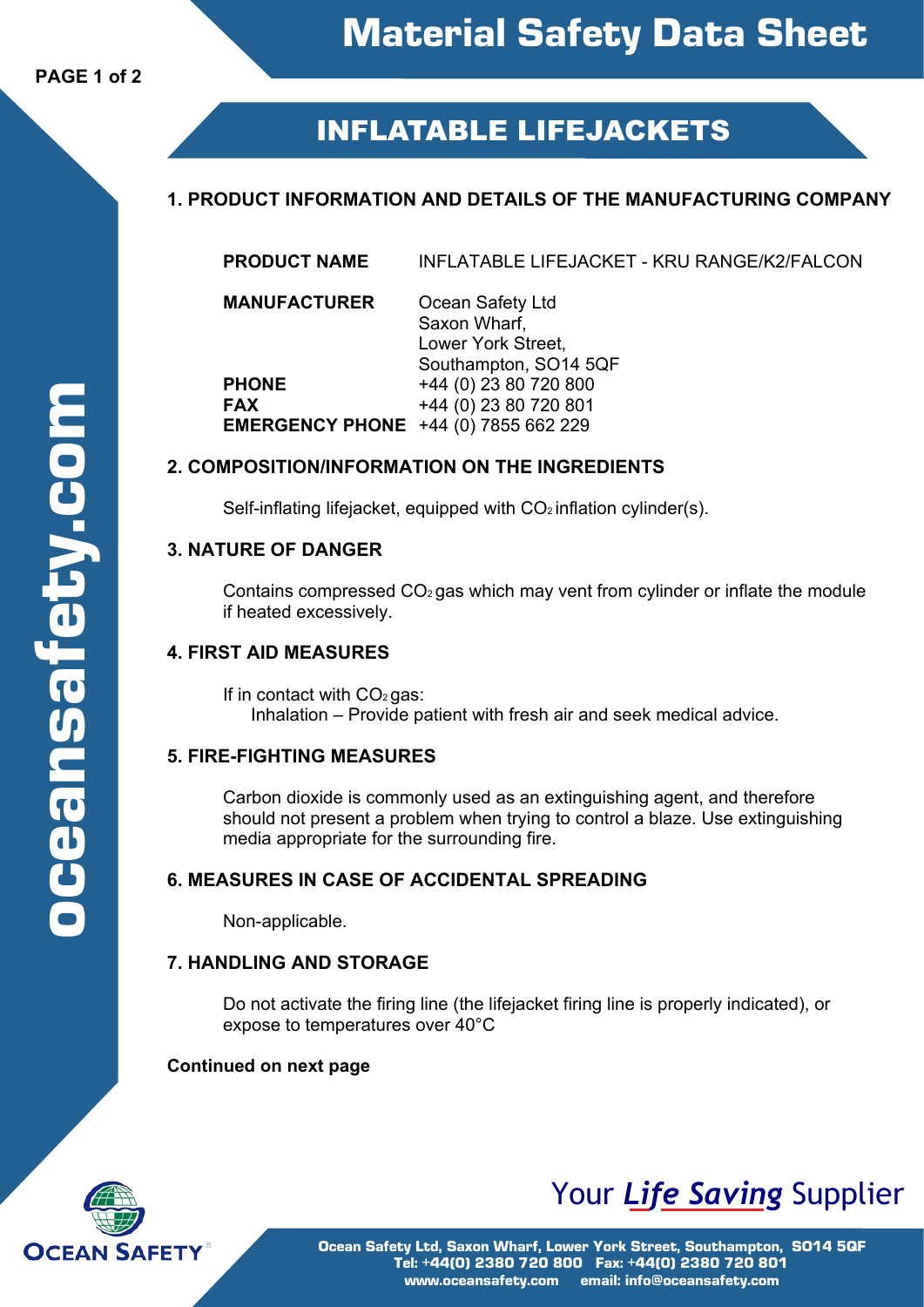# Material Safety Data Sheet

## INFLATABLE LIFEJACKETS

### 1. PRODUCT INFORMATION AND DETAILS OF THE MANUFACTURING COMPANY

| | |
|---|---|
| **PRODUCT NAME** | INFLATABLE LIFEJACKET - KRU RANGE/K2/FALCON |
| **MANUFACTURER** | Ocean Safety Ltd<br>Saxon Wharf,<br>Lower York Street,<br>Southampton, SO14 5QF |
| **PHONE** | +44 (0) 23 80 720 800 |
| **FAX** | +44 (0) 23 80 720 801 |
| **EMERGENCY PHONE** | +44 (0) 7855 662 229 |

### 2. COMPOSITION/INFORMATION ON THE INGREDIENTS

Self-inflating lifejacket, equipped with $CO_2$ inflation cylinder(s).

### 3. NATURE OF DANGER

Contains compressed $CO_2$ gas which may vent from cylinder or inflate the module if heated excessively.

### 4. FIRST AID MEASURES

If in contact with $CO_2$ gas:

Inhalation – Provide patient with fresh air and seek medical advice.

### 5. FIRE-FIGHTING MEASURES

Carbon dioxide is commonly used as an extinguishing agent, and therefore should not present a problem when trying to control a blaze. Use extinguishing media appropriate for the surrounding fire.

### 6. MEASURES IN CASE OF ACCIDENTAL SPREADING

Non-applicable.

### 7. HANDLING AND STORAGE

Do not activate the firing line (the lifejacket firing line is properly indicated), or expose to temperatures over 40°C

**Continued on next page**

oceansafety.com

OCEAN SAFETY

Your *Life Saving* Supplier

Ocean Safety Ltd, Saxon Wharf, Lower York Street, Southampton, SO14 5QF
Tel: +44(0) 2380 720 800 Fax: +44(0) 2380 720 801
www.oceansafety.com email: info@oceansafety.com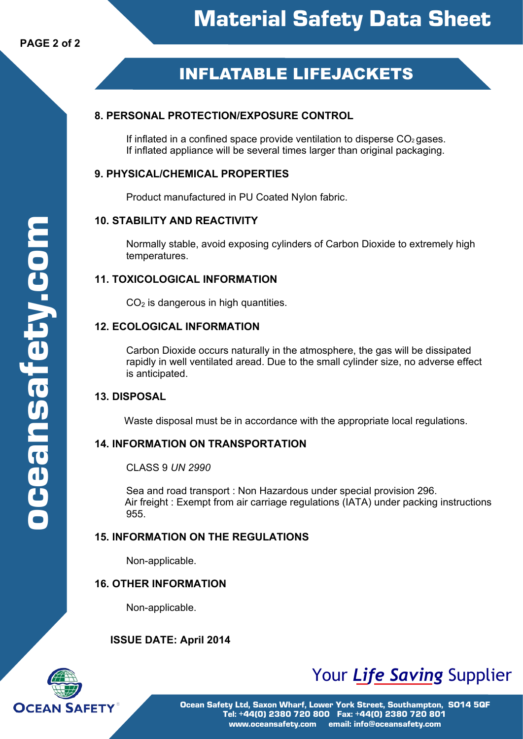# Material Safety Data Sheet

## INFLATABLE LIFEJACKETS

### 8. PERSONAL PROTECTION/EXPOSURE CONTROL

If inflated in a confined space provide ventilation to disperse $CO_2$ gases.
If inflated appliance will be several times larger than original packaging.

### 9. PHYSICAL/CHEMICAL PROPERTIES

Product manufactured in PU Coated Nylon fabric.

### 10. STABILITY AND REACTIVITY

Normally stable, avoid exposing cylinders of Carbon Dioxide to extremely high temperatures.

### 11. TOXICOLOGICAL INFORMATION

$CO_2$ is dangerous in high quantities.

### 12. ECOLOGICAL INFORMATION

Carbon Dioxide occurs naturally in the atmosphere, the gas will be dissipated rapidly in well ventilated aread. Due to the small cylinder size, no adverse effect is anticipated.

### 13. DISPOSAL

Waste disposal must be in accordance with the appropriate local regulations.

### 14. INFORMATION ON TRANSPORTATION

CLASS 9 *UN 2990*

Sea and road transport : Non Hazardous under special provision 296.
Air freight : Exempt from air carriage regulations (IATA) under packing instructions 955.

### 15. INFORMATION ON THE REGULATIONS

Non-applicable.

### 16. OTHER INFORMATION

Non-applicable.

**ISSUE DATE: April 2014**

oceansafety.com

OCEAN SAFETY®

Your ***Life Saving*** Supplier

**Ocean Safety Ltd, Saxon Wharf, Lower York Street, Southampton, SO14 5QF**
**Tel: +44(0) 2380 720 800 Fax: +44(0) 2380 720 801**
**www.oceansafety.com email: info@oceansafety.com**